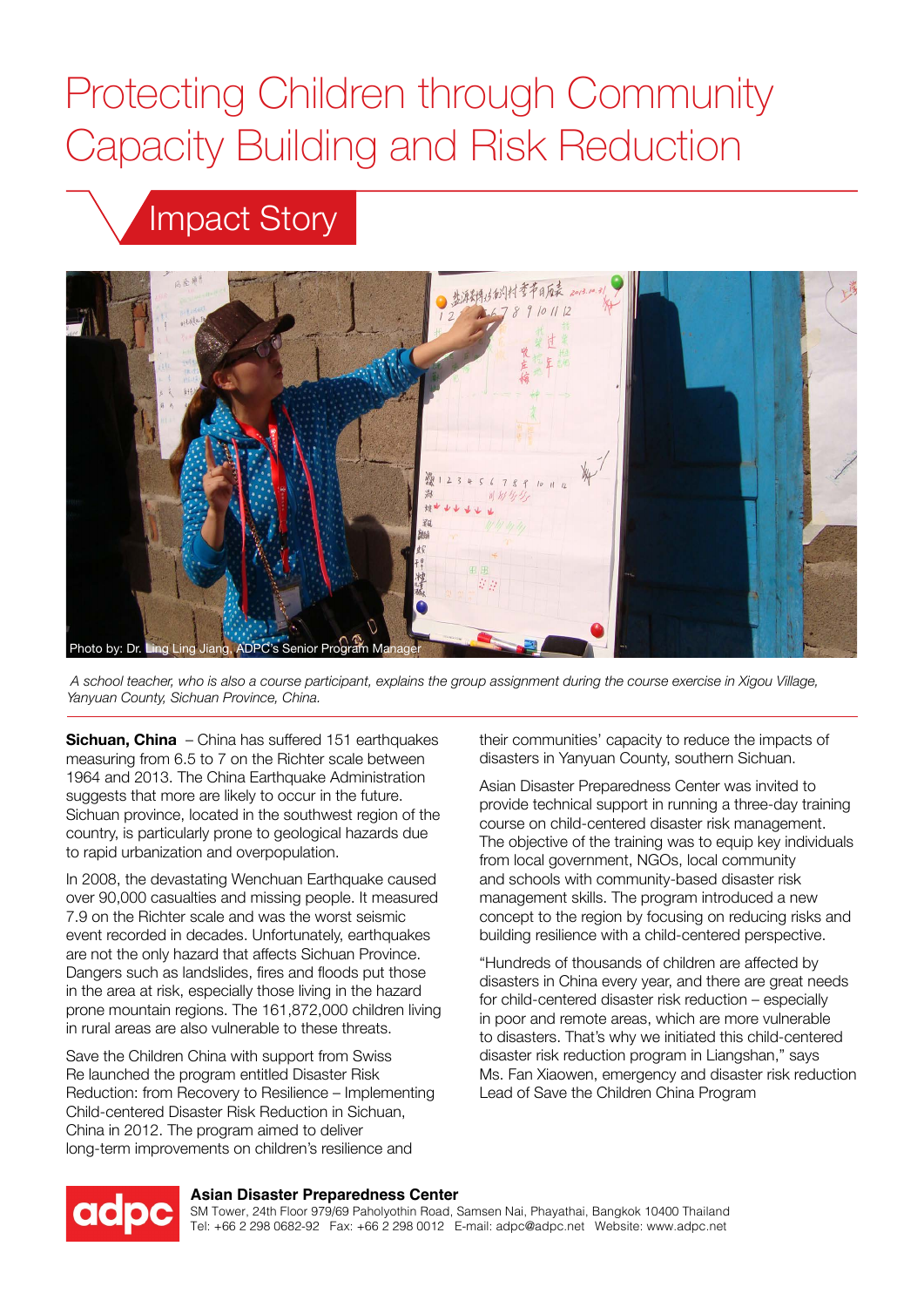# Protecting Children through Community Capacity Building and Risk Reduction

## Impact Story

Photo by: Dr. Ling Ling Jiang, ADPC's Senior Program Manager

*A school teacher, who is also a course participant, explains the group assignment during the course exercise in Xigou Village, Yanyuan County, Sichuan Province, China.*

**Sichuan, China** – China has suffered 151 earthquakes measuring from 6.5 to 7 on the Richter scale between 1964 and 2013. The China Earthquake Administration suggests that more are likely to occur in the future. Sichuan province, located in the southwest region of the country, is particularly prone to geological hazards due to rapid urbanization and overpopulation.

In 2008, the devastating Wenchuan Earthquake caused over 90,000 casualties and missing people. It measured 7.9 on the Richter scale and was the worst seismic event recorded in decades. Unfortunately, earthquakes are not the only hazard that affects Sichuan Province. Dangers such as landslides, fires and floods put those in the area at risk, especially those living in the hazard prone mountain regions. The 161,872,000 children living in rural areas are also vulnerable to these threats.

Save the Children China with support from Swiss Re launched the program entitled Disaster Risk Reduction: from Recovery to Resilience – Implementing Child-centered Disaster Risk Reduction in Sichuan, China in 2012. The program aimed to deliver long-term improvements on children's resilience and their communities' capacity to reduce the impacts of disasters in Yanyuan County, southern Sichuan.

Asian Disaster Preparedness Center was invited to provide technical support in running a three-day training course on child-centered disaster risk management. The objective of the training was to equip key individuals from local government, NGOs, local community and schools with community-based disaster risk management skills. The program introduced a new concept to the region by focusing on reducing risks and building resilience with a child-centered perspective.

"Hundreds of thousands of children are affected by disasters in China every year, and there are great needs for child-centered disaster risk reduction – especially in poor and remote areas, which are more vulnerable to disasters. That's why we initiated this child-centered disaster risk reduction program in Liangshan," says Ms. Fan Xiaowen, emergency and disaster risk reduction Lead of Save the Children China Program

**Asian Disaster Preparedness Center**
SM Tower, 24th Floor 979/69 Paholyothin Road, Samsen Nai, Phayathai, Bangkok 10400 Thailand
Tel: +66 2 298 0682-92 Fax: +66 2 298 0012 E-mail: adpc@adpc.net Website: www.adpc.net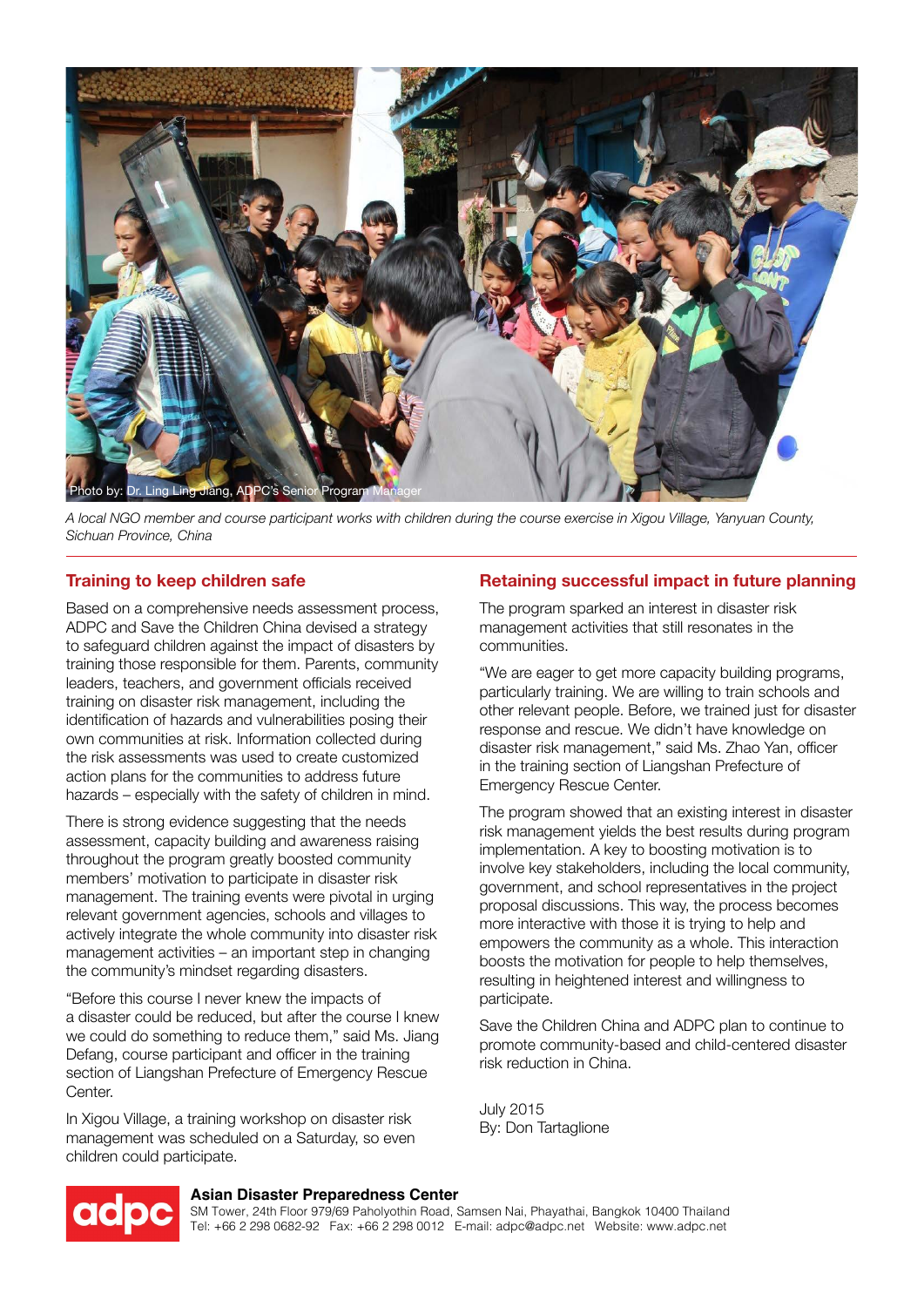Photo by: Dr. Ling Ling Jiang, ADPC's Senior Program Manager

*A local NGO member and course participant works with children during the course exercise in Xigou Village, Yanyuan County, Sichuan Province, China*

## Training to keep children safe

Based on a comprehensive needs assessment process, ADPC and Save the Children China devised a strategy to safeguard children against the impact of disasters by training those responsible for them. Parents, community leaders, teachers, and government officials received training on disaster risk management, including the identification of hazards and vulnerabilities posing their own communities at risk. Information collected during the risk assessments was used to create customized action plans for the communities to address future hazards – especially with the safety of children in mind.

There is strong evidence suggesting that the needs assessment, capacity building and awareness raising throughout the program greatly boosted community members' motivation to participate in disaster risk management. The training events were pivotal in urging relevant government agencies, schools and villages to actively integrate the whole community into disaster risk management activities – an important step in changing the community's mindset regarding disasters.

"Before this course I never knew the impacts of a disaster could be reduced, but after the course I knew we could do something to reduce them," said Ms. Jiang Defang, course participant and officer in the training section of Liangshan Prefecture of Emergency Rescue Center.

In Xigou Village, a training workshop on disaster risk management was scheduled on a Saturday, so even children could participate.

## Retaining successful impact in future planning

The program sparked an interest in disaster risk management activities that still resonates in the communities.

"We are eager to get more capacity building programs, particularly training. We are willing to train schools and other relevant people. Before, we trained just for disaster response and rescue. We didn't have knowledge on disaster risk management," said Ms. Zhao Yan, officer in the training section of Liangshan Prefecture of Emergency Rescue Center.

The program showed that an existing interest in disaster risk management yields the best results during program implementation. A key to boosting motivation is to involve key stakeholders, including the local community, government, and school representatives in the project proposal discussions. This way, the process becomes more interactive with those it is trying to help and empowers the community as a whole. This interaction boosts the motivation for people to help themselves, resulting in heightened interest and willingness to participate.

Save the Children China and ADPC plan to continue to promote community-based and child-centered disaster risk reduction in China.

July 2015
By: Don Tartaglione

**Asian Disaster Preparedness Center**
SM Tower, 24th Floor 979/69 Paholyothin Road, Samsen Nai, Phayathai, Bangkok 10400 Thailand
Tel: +66 2 298 0682-92 Fax: +66 2 298 0012 E-mail: adpc@adpc.net Website: www.adpc.net